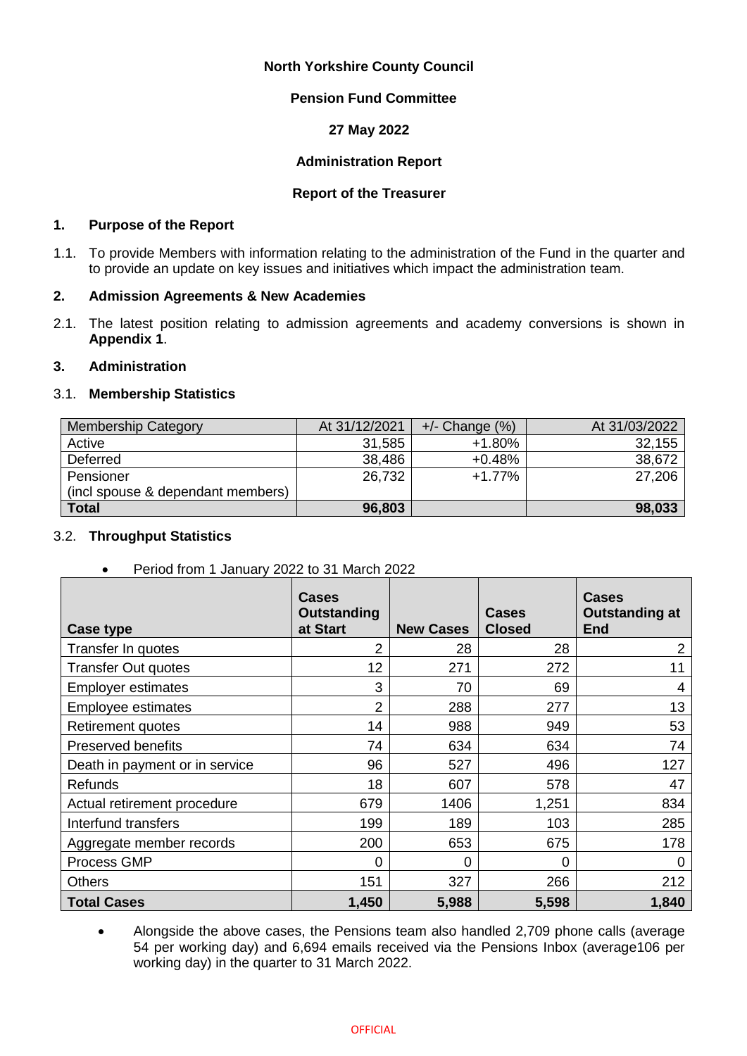**North Yorkshire County Council**

**Pension Fund Committee**

**27 May 2022**

**Administration Report**

**Report of the Treasurer**

## 1. Purpose of the Report

1.1. To provide Members with information relating to the administration of the Fund in the quarter and to provide an update on key issues and initiatives which impact the administration team.

## 2. Admission Agreements & New Academies

2.1. The latest position relating to admission agreements and academy conversions is shown in **Appendix 1**.

## 3. Administration

### 3.1. Membership Statistics

| Membership Category | At 31/12/2021 | +/- Change (%) | At 31/03/2022 |
|---|---|---|---|
| Active | 31,585 | +1.80% | 32,155 |
| Deferred | 38,486 | +0.48% | 38,672 |
| Pensioner (incl spouse & dependant members) | 26,732 | +1.77% | 27,206 |
| **Total** | **96,803** | | **98,033** |

### 3.2. Throughput Statistics

- Period from 1 January 2022 to 31 March 2022

| Case type | Cases Outstanding at Start | New Cases | Cases Closed | Cases Outstanding at End |
|---|---|---|---|---|
| Transfer In quotes | 2 | 28 | 28 | 2 |
| Transfer Out quotes | 12 | 271 | 272 | 11 |
| Employer estimates | 3 | 70 | 69 | 4 |
| Employee estimates | 2 | 288 | 277 | 13 |
| Retirement quotes | 14 | 988 | 949 | 53 |
| Preserved benefits | 74 | 634 | 634 | 74 |
| Death in payment or in service | 96 | 527 | 496 | 127 |
| Refunds | 18 | 607 | 578 | 47 |
| Actual retirement procedure | 679 | 1406 | 1,251 | 834 |
| Interfund transfers | 199 | 189 | 103 | 285 |
| Aggregate member records | 200 | 653 | 675 | 178 |
| Process GMP | 0 | 0 | 0 | 0 |
| Others | 151 | 327 | 266 | 212 |
| **Total Cases** | **1,450** | **5,988** | **5,598** | **1,840** |

- Alongside the above cases, the Pensions team also handled 2,709 phone calls (average 54 per working day) and 6,694 emails received via the Pensions Inbox (average106 per working day) in the quarter to 31 March 2022.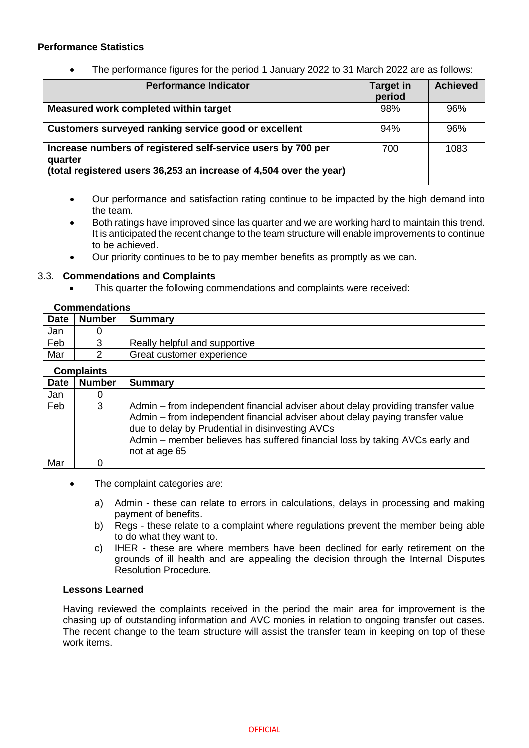**Performance Statistics**

- The performance figures for the period 1 January 2022 to 31 March 2022 are as follows:

| Performance Indicator | Target in period | Achieved |
|---|---|---|
| **Measured work completed within target** | 98% | 96% |
| **Customers surveyed ranking service good or excellent** | 94% | 96% |
| **Increase numbers of registered self-service users by 700 per quarter (total registered users 36,253 an increase of 4,504 over the year)** | 700 | 1083 |

- Our performance and satisfaction rating continue to be impacted by the high demand into the team.
- Both ratings have improved since las quarter and we are working hard to maintain this trend. It is anticipated the recent change to the team structure will enable improvements to continue to be achieved.
- Our priority continues to be to pay member benefits as promptly as we can.

### 3.3. Commendations and Complaints

- This quarter the following commendations and complaints were received:

**Commendations**

| Date | Number | Summary |
|---|---|---|
| Jan | 0 | |
| Feb | 3 | Really helpful and supportive |
| Mar | 2 | Great customer experience |

**Complaints**

| Date | Number | Summary |
|---|---|---|
| Jan | 0 | |
| Feb | 3 | Admin – from independent financial adviser about delay providing transfer value<br>Admin – from independent financial adviser about delay paying transfer value due to delay by Prudential in disinvesting AVCs<br>Admin – member believes has suffered financial loss by taking AVCs early and not at age 65 |
| Mar | 0 | |

- The complaint categories are:

  a) Admin - these can relate to errors in calculations, delays in processing and making payment of benefits.

  b) Regs - these relate to a complaint where regulations prevent the member being able to do what they want to.

  c) IHER - these are where members have been declined for early retirement on the grounds of ill health and are appealing the decision through the Internal Disputes Resolution Procedure.

**Lessons Learned**

Having reviewed the complaints received in the period the main area for improvement is the chasing up of outstanding information and AVC monies in relation to ongoing transfer out cases. The recent change to the team structure will assist the transfer team in keeping on top of these work items.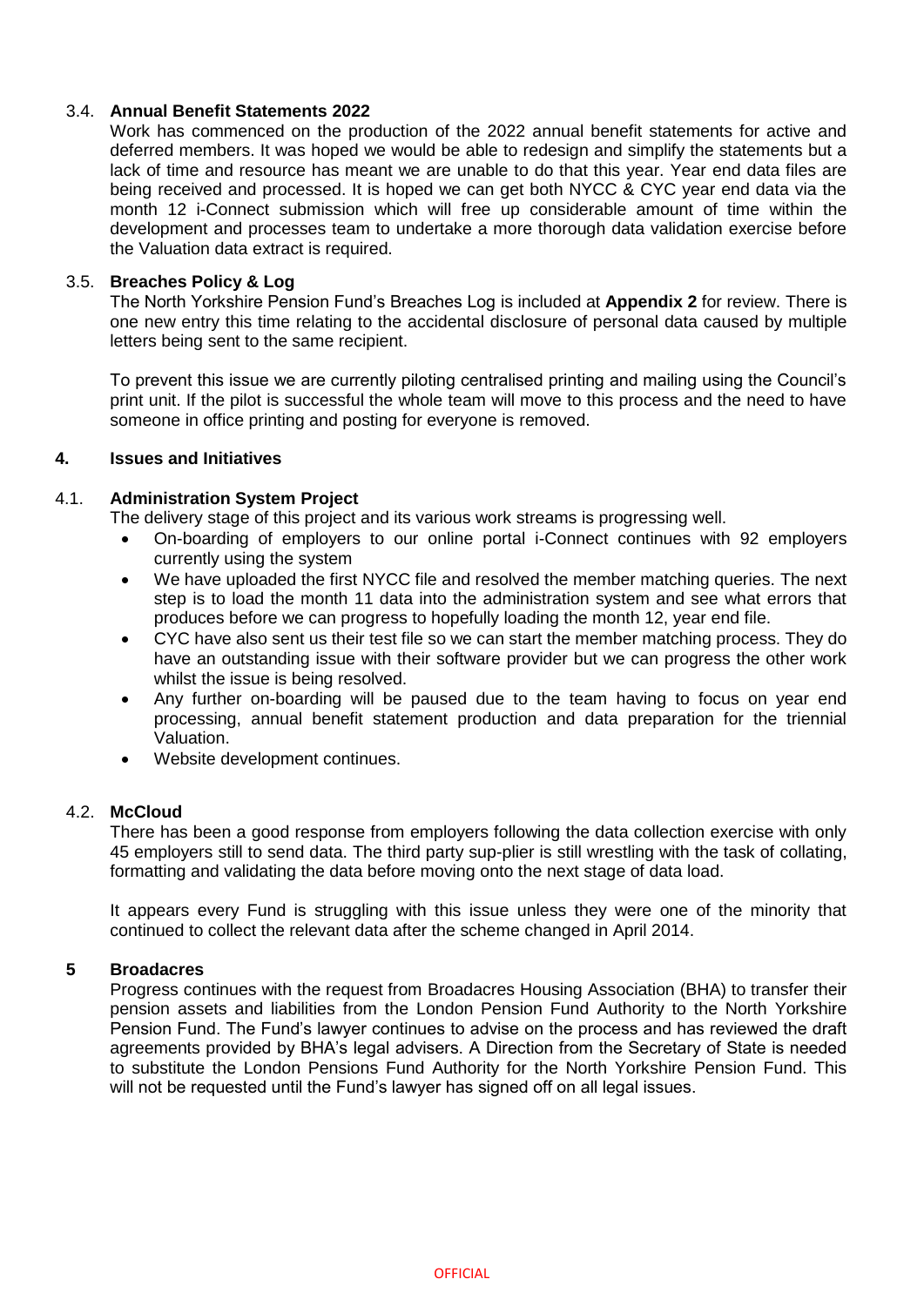### 3.4. **Annual Benefit Statements 2022**

Work has commenced on the production of the 2022 annual benefit statements for active and deferred members. It was hoped we would be able to redesign and simplify the statements but a lack of time and resource has meant we are unable to do that this year. Year end data files are being received and processed. It is hoped we can get both NYCC & CYC year end data via the month 12 i-Connect submission which will free up considerable amount of time within the development and processes team to undertake a more thorough data validation exercise before the Valuation data extract is required.

### 3.5. **Breaches Policy & Log**

The North Yorkshire Pension Fund's Breaches Log is included at **Appendix 2** for review. There is one new entry this time relating to the accidental disclosure of personal data caused by multiple letters being sent to the same recipient.

To prevent this issue we are currently piloting centralised printing and mailing using the Council's print unit. If the pilot is successful the whole team will move to this process and the need to have someone in office printing and posting for everyone is removed.

## 4. **Issues and Initiatives**

### 4.1. **Administration System Project**

The delivery stage of this project and its various work streams is progressing well.

- On-boarding of employers to our online portal i-Connect continues with 92 employers currently using the system
- We have uploaded the first NYCC file and resolved the member matching queries. The next step is to load the month 11 data into the administration system and see what errors that produces before we can progress to hopefully loading the month 12, year end file.
- CYC have also sent us their test file so we can start the member matching process. They do have an outstanding issue with their software provider but we can progress the other work whilst the issue is being resolved.
- Any further on-boarding will be paused due to the team having to focus on year end processing, annual benefit statement production and data preparation for the triennial Valuation.
- Website development continues.

### 4.2. **McCloud**

There has been a good response from employers following the data collection exercise with only 45 employers still to send data. The third party sup-plier is still wrestling with the task of collating, formatting and validating the data before moving onto the next stage of data load.

It appears every Fund is struggling with this issue unless they were one of the minority that continued to collect the relevant data after the scheme changed in April 2014.

## 5 **Broadacres**

Progress continues with the request from Broadacres Housing Association (BHA) to transfer their pension assets and liabilities from the London Pension Fund Authority to the North Yorkshire Pension Fund. The Fund's lawyer continues to advise on the process and has reviewed the draft agreements provided by BHA's legal advisers. A Direction from the Secretary of State is needed to substitute the London Pensions Fund Authority for the North Yorkshire Pension Fund. This will not be requested until the Fund's lawyer has signed off on all legal issues.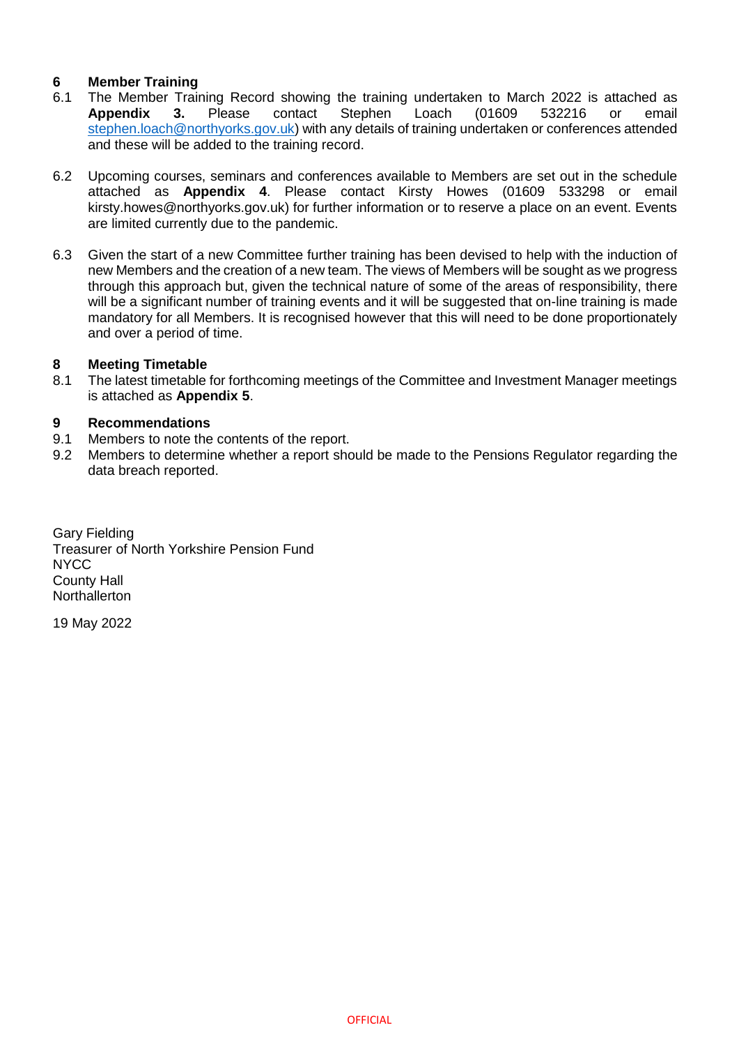## 6 Member Training

6.1 The Member Training Record showing the training undertaken to March 2022 is attached as **Appendix 3.** Please contact Stephen Loach (01609 532216 or email stephen.loach@northyorks.gov.uk) with any details of training undertaken or conferences attended and these will be added to the training record.

6.2 Upcoming courses, seminars and conferences available to Members are set out in the schedule attached as **Appendix 4**. Please contact Kirsty Howes (01609 533298 or email kirsty.howes@northyorks.gov.uk) for further information or to reserve a place on an event. Events are limited currently due to the pandemic.

6.3 Given the start of a new Committee further training has been devised to help with the induction of new Members and the creation of a new team. The views of Members will be sought as we progress through this approach but, given the technical nature of some of the areas of responsibility, there will be a significant number of training events and it will be suggested that on-line training is made mandatory for all Members. It is recognised however that this will need to be done proportionately and over a period of time.

## 8 Meeting Timetable

8.1 The latest timetable for forthcoming meetings of the Committee and Investment Manager meetings is attached as **Appendix 5**.

## 9 Recommendations

9.1 Members to note the contents of the report.

9.2 Members to determine whether a report should be made to the Pensions Regulator regarding the data breach reported.

Gary Fielding
Treasurer of North Yorkshire Pension Fund
NYCC
County Hall
Northallerton

19 May 2022